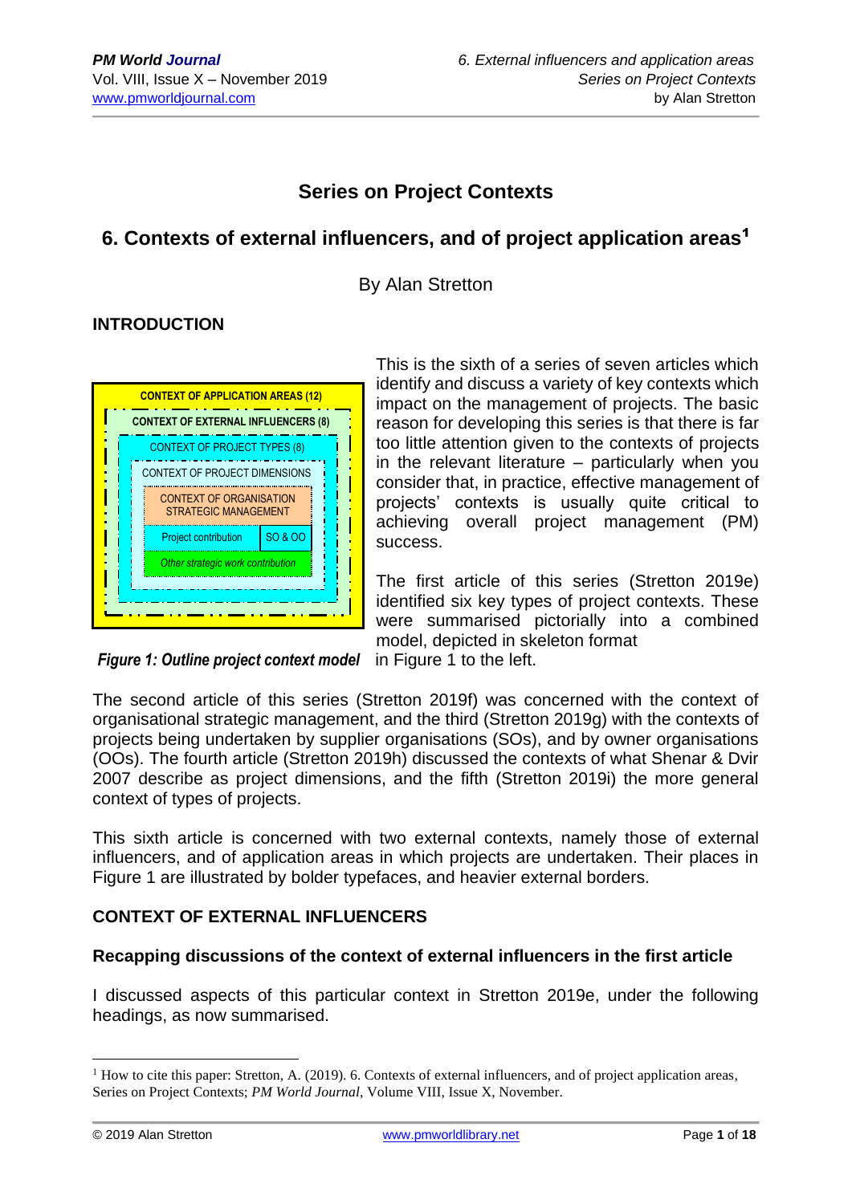# Series on Project Contexts

## 6. Contexts of external influencers, and of project application areas[1]

By Alan Stretton

### INTRODUCTION

CONTEXT OF APPLICATION AREAS (12)
CONTEXT OF EXTERNAL INFLUENCERS (8)
CONTEXT OF PROJECT TYPES (8)
CONTEXT OF PROJECT DIMENSIONS
CONTEXT OF ORGANISATION STRATEGIC MANAGEMENT
Project contribution
SO & OO
Other strategic work contribution

*Figure 1: Outline project context model*

This is the sixth of a series of seven articles which identify and discuss a variety of key contexts which impact on the management of projects. The basic reason for developing this series is that there is far too little attention given to the contexts of projects in the relevant literature – particularly when you consider that, in practice, effective management of projects' contexts is usually quite critical to achieving overall project management (PM) success.

The first article of this series (Stretton 2019e) identified six key types of project contexts. These were summarised pictorially into a combined model, depicted in skeleton format in Figure 1 to the left.

The second article of this series (Stretton 2019f) was concerned with the context of organisational strategic management, and the third (Stretton 2019g) with the contexts of projects being undertaken by supplier organisations (SOs), and by owner organisations (OOs). The fourth article (Stretton 2019h) discussed the contexts of what Shenar & Dvir 2007 describe as project dimensions, and the fifth (Stretton 2019i) the more general context of types of projects.

This sixth article is concerned with two external contexts, namely those of external influencers, and of application areas in which projects are undertaken. Their places in Figure 1 are illustrated by bolder typefaces, and heavier external borders.

### CONTEXT OF EXTERNAL INFLUENCERS

#### Recapping discussions of the context of external influencers in the first article

I discussed aspects of this particular context in Stretton 2019e, under the following headings, as now summarised.

---

[1] How to cite this paper: Stretton, A. (2019). 6. Contexts of external influencers, and of project application areas, Series on Project Contexts; *PM World Journal*, Volume VIII, Issue X, November.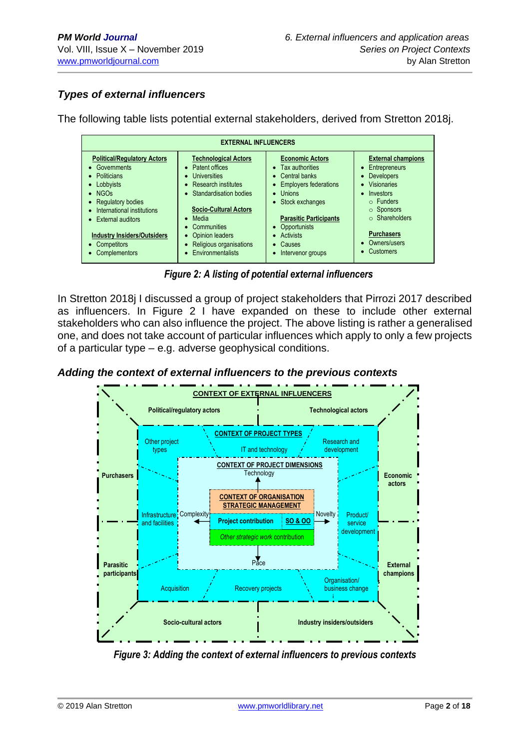## *Types of external influencers*

The following table lists potential external stakeholders, derived from Stretton 2018j.

| EXTERNAL INFLUENCERS | | | |
|---|---|---|---|
| **Political/Regulatory Actors**<br>• Governments<br>• Politicians<br>• Lobbyists<br>• NGOs<br>• Regulatory bodies<br>• International institutions<br>• External auditors<br><br>**Industry Insiders/Outsiders**<br>• Competitors<br>• Complementors | **Technological Actors**<br>• Patent offices<br>• Universities<br>• Research institutes<br>• Standardisation bodies<br><br>**Socio-Cultural Actors**<br>• Media<br>• Communities<br>• Opinion leaders<br>• Religious organisations<br>• Environmentalists | **Economic Actors**<br>• Tax authorities<br>• Central banks<br>• Employers federations<br>• Unions<br>• Stock exchanges<br><br>**Parasitic Participants**<br>• Opportunists<br>• Activists<br>• Causes<br>• Intervenor groups | **External champions**<br>• Entrepreneurs<br>• Developers<br>• Visionaries<br>• Investors<br>  ○ Funders<br>  ○ Sponsors<br>  ○ Shareholders<br><br>**Purchasers**<br>• Owners/users<br>• Customers |

***Figure 2: A listing of potential external influencers***

In Stretton 2018j I discussed a group of project stakeholders that Pirrozi 2017 described as influencers. In Figure 2 I have expanded on these to include other external stakeholders who can also influence the project. The above listing is rather a generalised one, and does not take account of particular influences which apply to only a few projects of a particular type – e.g. adverse geophysical conditions.

### *Adding the context of external influencers to the previous contexts*

CONTEXT OF EXTERNAL INFLUENCERS
Political/regulatory actors
Technological actors
Purchasers
Economic actors
Parasitic participants
External champions
Socio-cultural actors
Industry insiders/outsiders
CONTEXT OF PROJECT TYPES
Other project types
IT and technology
Research and development
Infrastructure and facilities
Product/ service development
Acquisition
Recovery projects
Organisation/ business change
CONTEXT OF PROJECT DIMENSIONS
Technology
Complexity
Novelty
Pace
CONTEXT OF ORGANISATION STRATEGIC MANAGEMENT
Project contribution
SO & OO
Other strategic work contribution

***Figure 3: Adding the context of external influencers to previous contexts***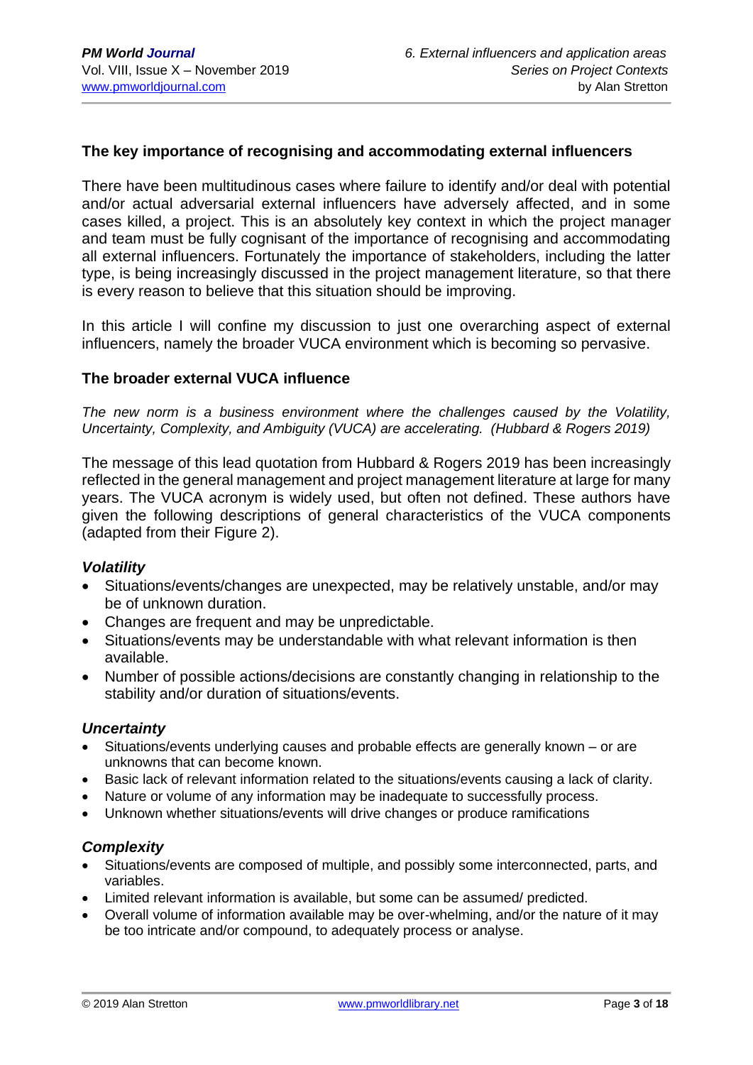## The key importance of recognising and accommodating external influencers

There have been multitudinous cases where failure to identify and/or deal with potential and/or actual adversarial external influencers have adversely affected, and in some cases killed, a project. This is an absolutely key context in which the project manager and team must be fully cognisant of the importance of recognising and accommodating all external influencers. Fortunately the importance of stakeholders, including the latter type, is being increasingly discussed in the project management literature, so that there is every reason to believe that this situation should be improving.

In this article I will confine my discussion to just one overarching aspect of external influencers, namely the broader VUCA environment which is becoming so pervasive.

## The broader external VUCA influence

*The new norm is a business environment where the challenges caused by the Volatility, Uncertainty, Complexity, and Ambiguity (VUCA) are accelerating. (Hubbard & Rogers 2019)*

The message of this lead quotation from Hubbard & Rogers 2019 has been increasingly reflected in the general management and project management literature at large for many years. The VUCA acronym is widely used, but often not defined. These authors have given the following descriptions of general characteristics of the VUCA components (adapted from their Figure 2).

### *Volatility*

- Situations/events/changes are unexpected, may be relatively unstable, and/or may be of unknown duration.
- Changes are frequent and may be unpredictable.
- Situations/events may be understandable with what relevant information is then available.
- Number of possible actions/decisions are constantly changing in relationship to the stability and/or duration of situations/events.

### *Uncertainty*

- Situations/events underlying causes and probable effects are generally known – or are unknowns that can become known.
- Basic lack of relevant information related to the situations/events causing a lack of clarity.
- Nature or volume of any information may be inadequate to successfully process.
- Unknown whether situations/events will drive changes or produce ramifications

### *Complexity*

- Situations/events are composed of multiple, and possibly some interconnected, parts, and variables.
- Limited relevant information is available, but some can be assumed/ predicted.
- Overall volume of information available may be over-whelming, and/or the nature of it may be too intricate and/or compound, to adequately process or analyse.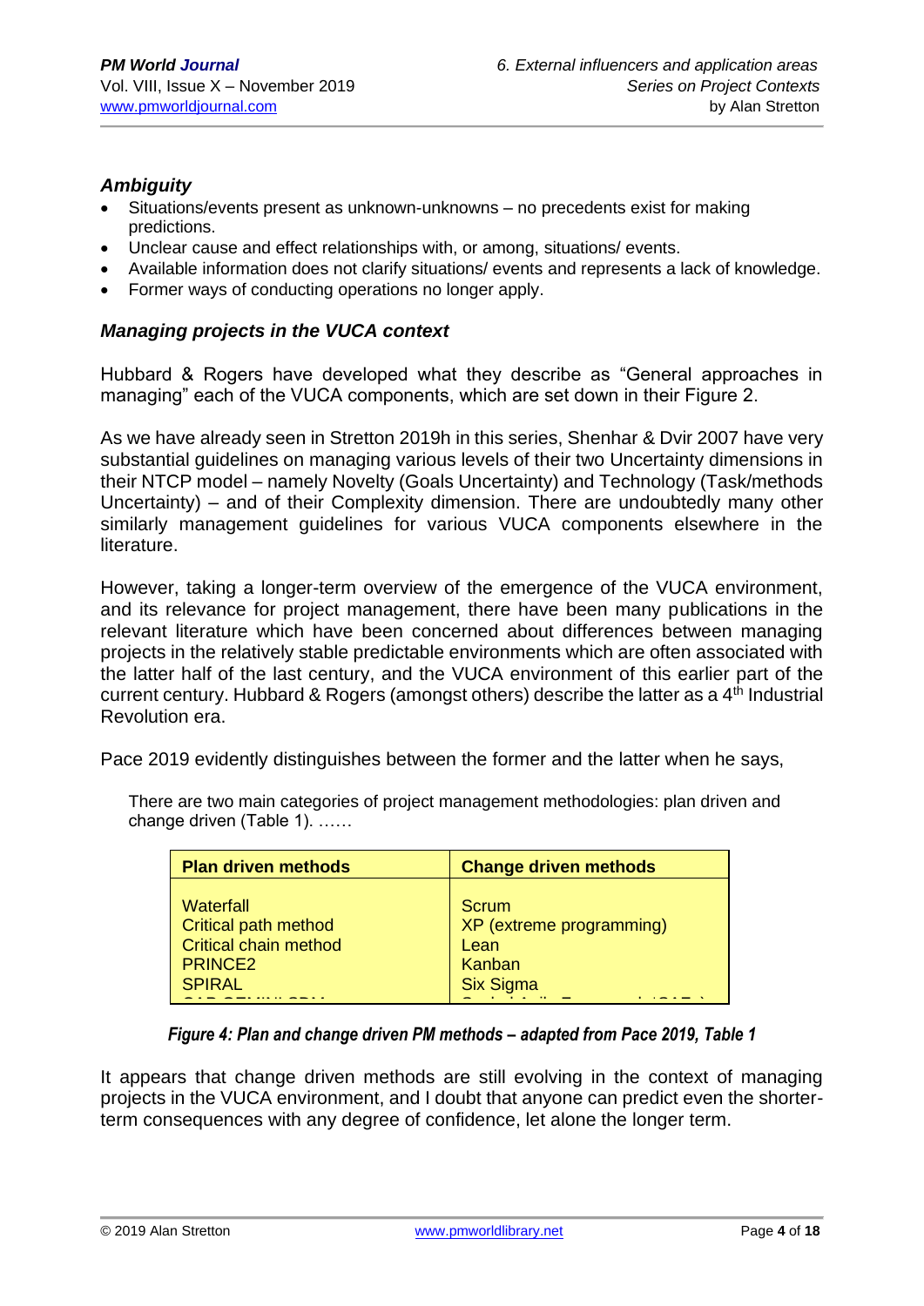### *Ambiguity*

- Situations/events present as unknown-unknowns – no precedents exist for making predictions.
- Unclear cause and effect relationships with, or among, situations/ events.
- Available information does not clarify situations/ events and represents a lack of knowledge.
- Former ways of conducting operations no longer apply.

### *Managing projects in the VUCA context*

Hubbard & Rogers have developed what they describe as "General approaches in managing" each of the VUCA components, which are set down in their Figure 2.

As we have already seen in Stretton 2019h in this series, Shenhar & Dvir 2007 have very substantial guidelines on managing various levels of their two Uncertainty dimensions in their NTCP model – namely Novelty (Goals Uncertainty) and Technology (Task/methods Uncertainty) – and of their Complexity dimension. There are undoubtedly many other similarly management guidelines for various VUCA components elsewhere in the literature.

However, taking a longer-term overview of the emergence of the VUCA environment, and its relevance for project management, there have been many publications in the relevant literature which have been concerned about differences between managing projects in the relatively stable predictable environments which are often associated with the latter half of the last century, and the VUCA environment of this earlier part of the current century. Hubbard & Rogers (amongst others) describe the latter as a 4th Industrial Revolution era.

Pace 2019 evidently distinguishes between the former and the latter when he says,

> There are two main categories of project management methodologies: plan driven and change driven (Table 1). ……

| Plan driven methods | Change driven methods |
|---|---|
| Waterfall | Scrum |
| Critical path method | XP (extreme programming) |
| Critical chain method | Lean |
| PRINCE2 | Kanban |
| SPIRAL | Six Sigma |

*Figure 4: Plan and change driven PM methods – adapted from Pace 2019, Table 1*

It appears that change driven methods are still evolving in the context of managing projects in the VUCA environment, and I doubt that anyone can predict even the shorter-term consequences with any degree of confidence, let alone the longer term.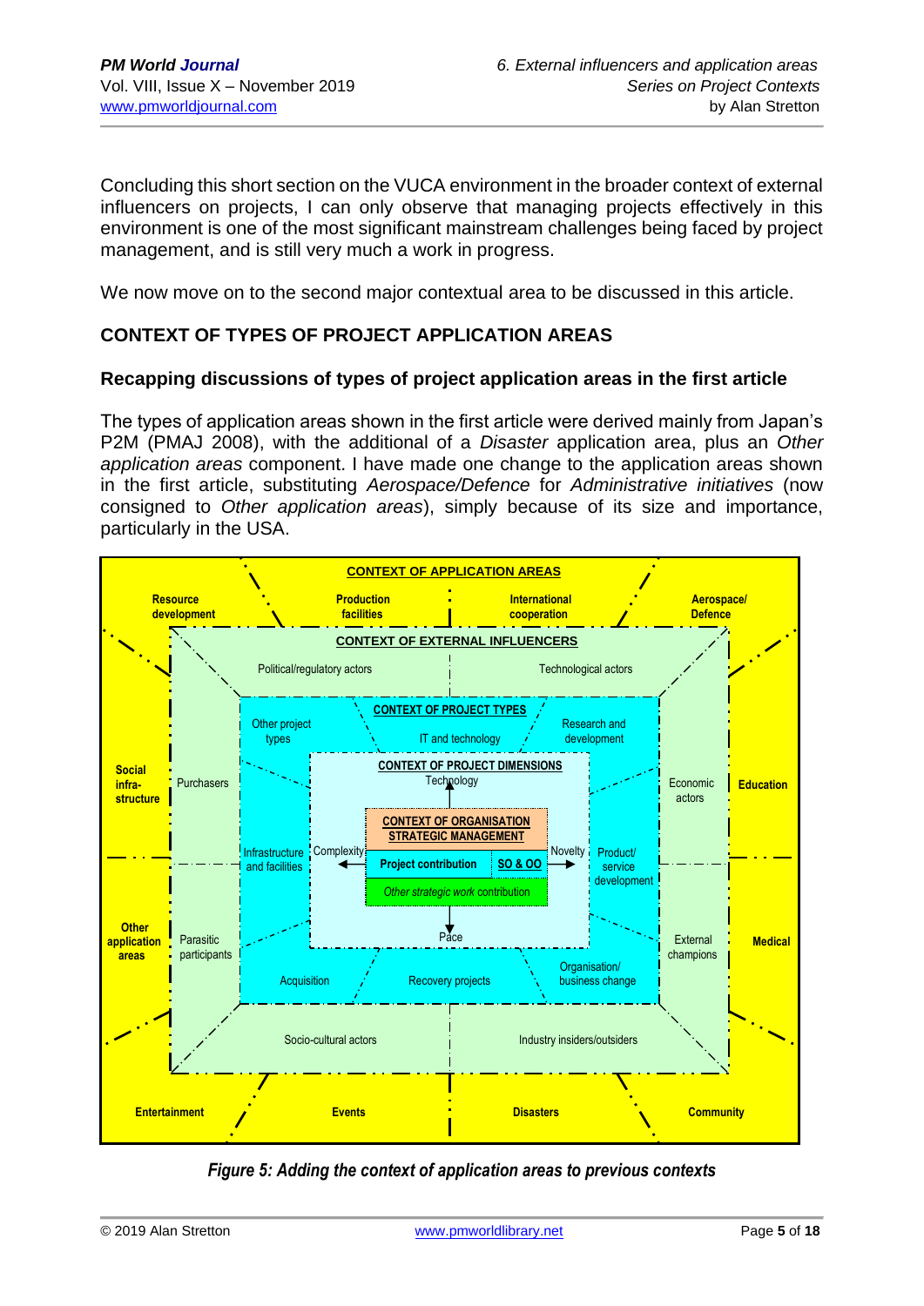Concluding this short section on the VUCA environment in the broader context of external influencers on projects, I can only observe that managing projects effectively in this environment is one of the most significant mainstream challenges being faced by project management, and is still very much a work in progress.

We now move on to the second major contextual area to be discussed in this article.

## CONTEXT OF TYPES OF PROJECT APPLICATION AREAS

### Recapping discussions of types of project application areas in the first article

The types of application areas shown in the first article were derived mainly from Japan's P2M (PMAJ 2008), with the additional of a *Disaster* application area, plus an *Other application areas* component. I have made one change to the application areas shown in the first article, substituting *Aerospace/Defence* for *Administrative initiatives* (now consigned to *Other application areas*), simply because of its size and importance, particularly in the USA.

CONTEXT OF APPLICATION AREAS

Resource development
Production facilities
International cooperation
Aerospace/ Defence
Social infra-structure
Education
Other application areas
Medical
Entertainment
Events
Disasters
Community

CONTEXT OF EXTERNAL INFLUENCERS

Political/regulatory actors
Technological actors
Purchasers
Economic actors
Parasitic participants
External champions
Socio-cultural actors
Industry insiders/outsiders

CONTEXT OF PROJECT TYPES

Other project types
IT and technology
Research and development
Infrastructure and facilities
Product/ service development
Acquisition
Recovery projects
Organisation/ business change

CONTEXT OF PROJECT DIMENSIONS

Technology
Complexity
Novelty
Pace

CONTEXT OF ORGANISATION STRATEGIC MANAGEMENT

Project contribution
SO & OO
*Other strategic work contribution*

***Figure 5: Adding the context of application areas to previous contexts***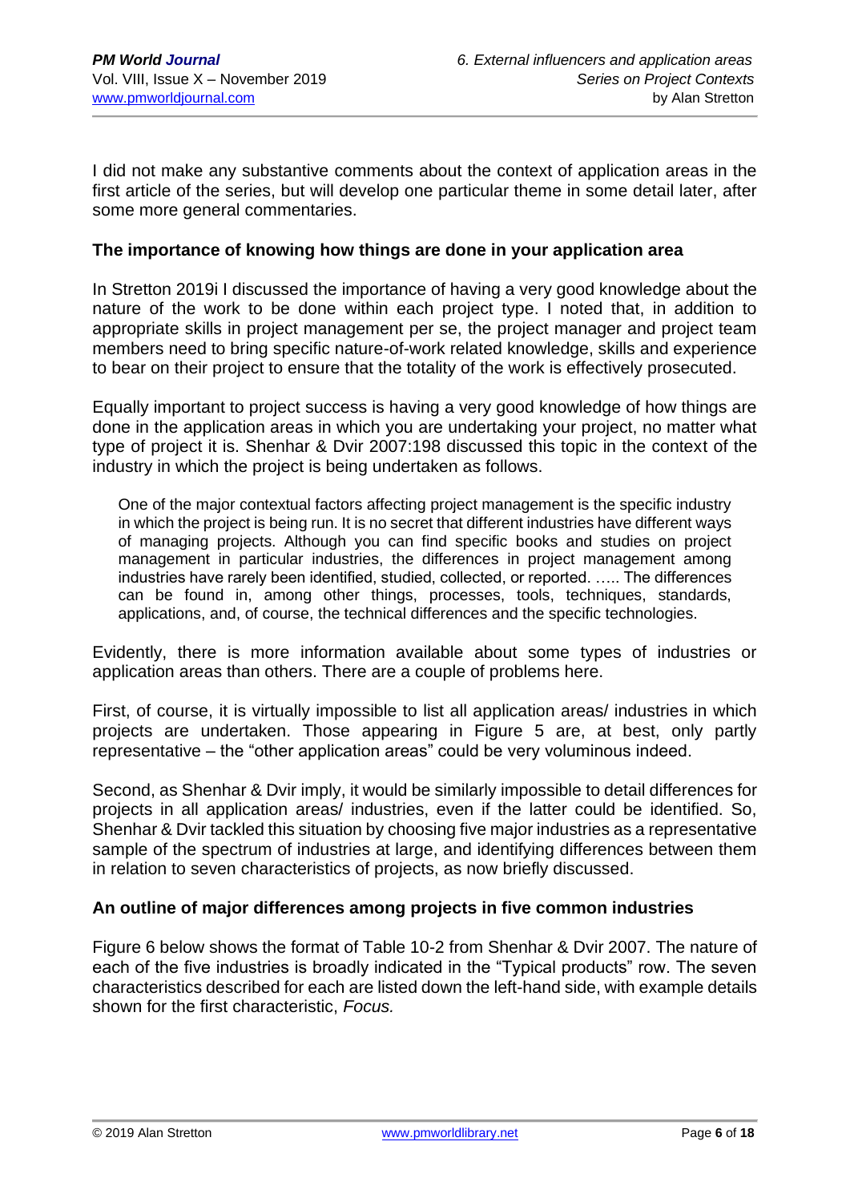I did not make any substantive comments about the context of application areas in the first article of the series, but will develop one particular theme in some detail later, after some more general commentaries.

### The importance of knowing how things are done in your application area

In Stretton 2019i I discussed the importance of having a very good knowledge about the nature of the work to be done within each project type. I noted that, in addition to appropriate skills in project management per se, the project manager and project team members need to bring specific nature-of-work related knowledge, skills and experience to bear on their project to ensure that the totality of the work is effectively prosecuted.

Equally important to project success is having a very good knowledge of how things are done in the application areas in which you are undertaking your project, no matter what type of project it is. Shenhar & Dvir 2007:198 discussed this topic in the context of the industry in which the project is being undertaken as follows.

> One of the major contextual factors affecting project management is the specific industry in which the project is being run. It is no secret that different industries have different ways of managing projects. Although you can find specific books and studies on project management in particular industries, the differences in project management among industries have rarely been identified, studied, collected, or reported. ….. The differences can be found in, among other things, processes, tools, techniques, standards, applications, and, of course, the technical differences and the specific technologies.

Evidently, there is more information available about some types of industries or application areas than others. There are a couple of problems here.

First, of course, it is virtually impossible to list all application areas/ industries in which projects are undertaken. Those appearing in Figure 5 are, at best, only partly representative – the "other application areas" could be very voluminous indeed.

Second, as Shenhar & Dvir imply, it would be similarly impossible to detail differences for projects in all application areas/ industries, even if the latter could be identified. So, Shenhar & Dvir tackled this situation by choosing five major industries as a representative sample of the spectrum of industries at large, and identifying differences between them in relation to seven characteristics of projects, as now briefly discussed.

### An outline of major differences among projects in five common industries

Figure 6 below shows the format of Table 10-2 from Shenhar & Dvir 2007. The nature of each of the five industries is broadly indicated in the "Typical products" row. The seven characteristics described for each are listed down the left-hand side, with example details shown for the first characteristic, *Focus.*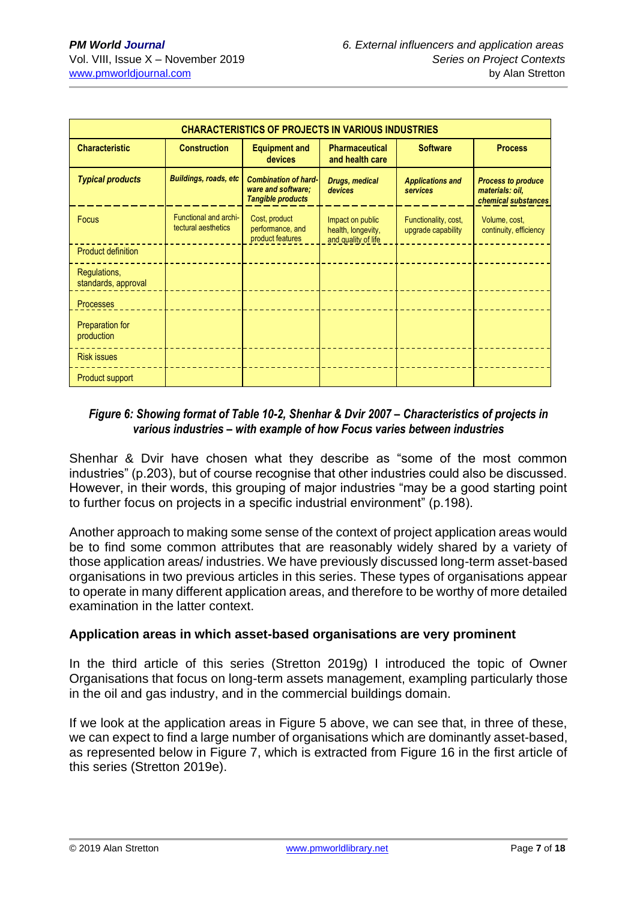| CHARACTERISTICS OF PROJECTS IN VARIOUS INDUSTRIES | | | | | |
|---|---|---|---|---|---|
| **Characteristic** | **Construction** | **Equipment and devices** | **Pharmaceutical and health care** | **Software** | **Process** |
| ***Typical products*** | ***Buildings, roads, etc*** | ***Combination of hard-ware and software; Tangible products*** | ***Drugs, medical devices*** | ***Applications and services*** | ***Process to produce materials: oil, chemical substances*** |
| Focus | Functional and archi-tectural aesthetics | Cost, product performance, and product features | Impact on public health, longevity, and quality of life | Functionality, cost, upgrade capability | Volume, cost, continuity, efficiency |
| Product definition | | | | | |
| Regulations, standards, approval | | | | | |
| Processes | | | | | |
| Preparation for production | | | | | |
| Risk issues | | | | | |
| Product support | | | | | |

***Figure 6: Showing format of Table 10-2, Shenhar & Dvir 2007 – Characteristics of projects in various industries – with example of how Focus varies between industries***

Shenhar & Dvir have chosen what they describe as "some of the most common industries" (p.203), but of course recognise that other industries could also be discussed. However, in their words, this grouping of major industries "may be a good starting point to further focus on projects in a specific industrial environment" (p.198).

Another approach to making some sense of the context of project application areas would be to find some common attributes that are reasonably widely shared by a variety of those application areas/ industries. We have previously discussed long-term asset-based organisations in two previous articles in this series. These types of organisations appear to operate in many different application areas, and therefore to be worthy of more detailed examination in the latter context.

### Application areas in which asset-based organisations are very prominent

In the third article of this series (Stretton 2019g) I introduced the topic of Owner Organisations that focus on long-term assets management, exampling particularly those in the oil and gas industry, and in the commercial buildings domain.

If we look at the application areas in Figure 5 above, we can see that, in three of these, we can expect to find a large number of organisations which are dominantly asset-based, as represented below in Figure 7, which is extracted from Figure 16 in the first article of this series (Stretton 2019e).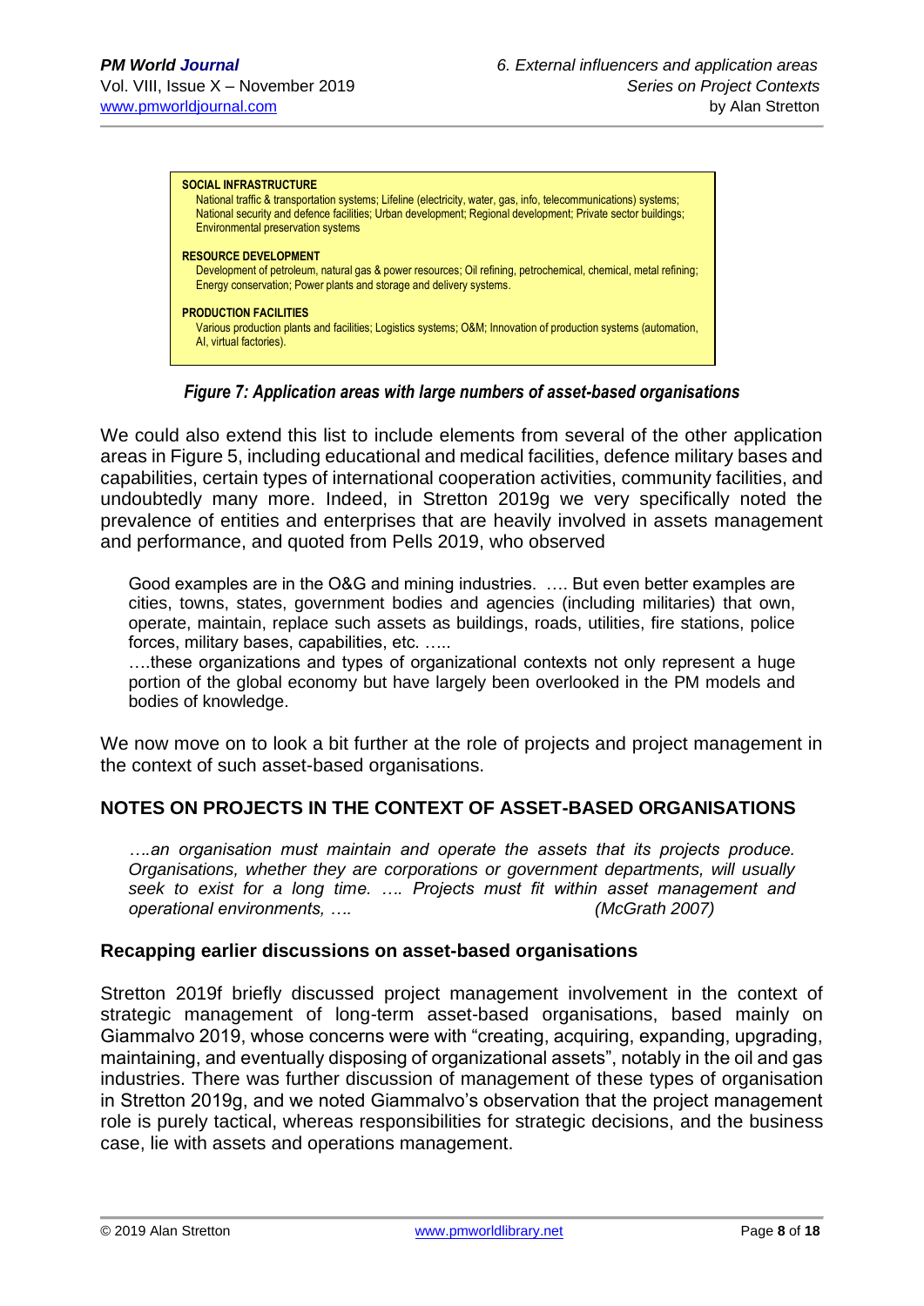**SOCIAL INFRASTRUCTURE**
National traffic & transportation systems; Lifeline (electricity, water, gas, info, telecommunications) systems; National security and defence facilities; Urban development; Regional development; Private sector buildings; Environmental preservation systems

**RESOURCE DEVELOPMENT**
Development of petroleum, natural gas & power resources; Oil refining, petrochemical, chemical, metal refining; Energy conservation; Power plants and storage and delivery systems.

**PRODUCTION FACILITIES**
Various production plants and facilities; Logistics systems; O&M; Innovation of production systems (automation, AI, virtual factories).

***Figure 7: Application areas with large numbers of asset-based organisations***

We could also extend this list to include elements from several of the other application areas in Figure 5, including educational and medical facilities, defence military bases and capabilities, certain types of international cooperation activities, community facilities, and undoubtedly many more. Indeed, in Stretton 2019g we very specifically noted the prevalence of entities and enterprises that are heavily involved in assets management and performance, and quoted from Pells 2019, who observed

> Good examples are in the O&G and mining industries. …. But even better examples are cities, towns, states, government bodies and agencies (including militaries) that own, operate, maintain, replace such assets as buildings, roads, utilities, fire stations, police forces, military bases, capabilities, etc. …..
>
> ….these organizations and types of organizational contexts not only represent a huge portion of the global economy but have largely been overlooked in the PM models and bodies of knowledge.

We now move on to look a bit further at the role of projects and project management in the context of such asset-based organisations.

## NOTES ON PROJECTS IN THE CONTEXT OF ASSET-BASED ORGANISATIONS

> *….an organisation must maintain and operate the assets that its projects produce. Organisations, whether they are corporations or government departments, will usually seek to exist for a long time. …. Projects must fit within asset management and operational environments, ….* *(McGrath 2007)*

### Recapping earlier discussions on asset-based organisations

Stretton 2019f briefly discussed project management involvement in the context of strategic management of long-term asset-based organisations, based mainly on Giammalvo 2019, whose concerns were with "creating, acquiring, expanding, upgrading, maintaining, and eventually disposing of organizational assets", notably in the oil and gas industries. There was further discussion of management of these types of organisation in Stretton 2019g, and we noted Giammalvo's observation that the project management role is purely tactical, whereas responsibilities for strategic decisions, and the business case, lie with assets and operations management.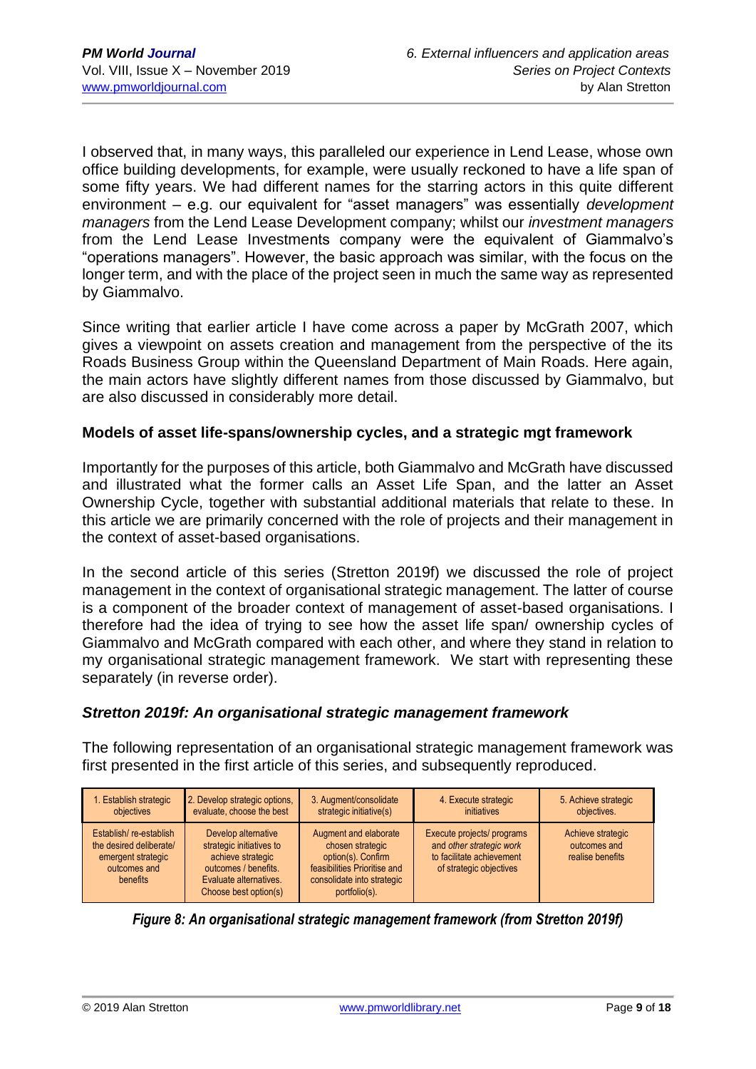I observed that, in many ways, this paralleled our experience in Lend Lease, whose own office building developments, for example, were usually reckoned to have a life span of some fifty years. We had different names for the starring actors in this quite different environment – e.g. our equivalent for "asset managers" was essentially *development managers* from the Lend Lease Development company; whilst our *investment managers* from the Lend Lease Investments company were the equivalent of Giammalvo's "operations managers". However, the basic approach was similar, with the focus on the longer term, and with the place of the project seen in much the same way as represented by Giammalvo.

Since writing that earlier article I have come across a paper by McGrath 2007, which gives a viewpoint on assets creation and management from the perspective of the its Roads Business Group within the Queensland Department of Main Roads. Here again, the main actors have slightly different names from those discussed by Giammalvo, but are also discussed in considerably more detail.

### Models of asset life-spans/ownership cycles, and a strategic mgt framework

Importantly for the purposes of this article, both Giammalvo and McGrath have discussed and illustrated what the former calls an Asset Life Span, and the latter an Asset Ownership Cycle, together with substantial additional materials that relate to these. In this article we are primarily concerned with the role of projects and their management in the context of asset-based organisations.

In the second article of this series (Stretton 2019f) we discussed the role of project management in the context of organisational strategic management. The latter of course is a component of the broader context of management of asset-based organisations. I therefore had the idea of trying to see how the asset life span/ ownership cycles of Giammalvo and McGrath compared with each other, and where they stand in relation to my organisational strategic management framework. We start with representing these separately (in reverse order).

### *Stretton 2019f: An organisational strategic management framework*

The following representation of an organisational strategic management framework was first presented in the first article of this series, and subsequently reproduced.

| 1. Establish strategic objectives | 2. Develop strategic options, evaluate, choose the best | 3. Augment/consolidate strategic initiative(s) | 4. Execute strategic initiatives | 5. Achieve strategic objectives. |
|---|---|---|---|---|
| Establish/ re-establish the desired deliberate/ emergent strategic outcomes and benefits | Develop alternative strategic initiatives to achieve strategic outcomes / benefits. Evaluate alternatives. Choose best option(s) | Augment and elaborate chosen strategic option(s). Confirm feasibilities Prioritise and consolidate into strategic portfolio(s). | Execute projects/ programs and *other strategic work* to facilitate achievement of strategic objectives | Achieve strategic outcomes and realise benefits |

***Figure 8: An organisational strategic management framework (from Stretton 2019f)***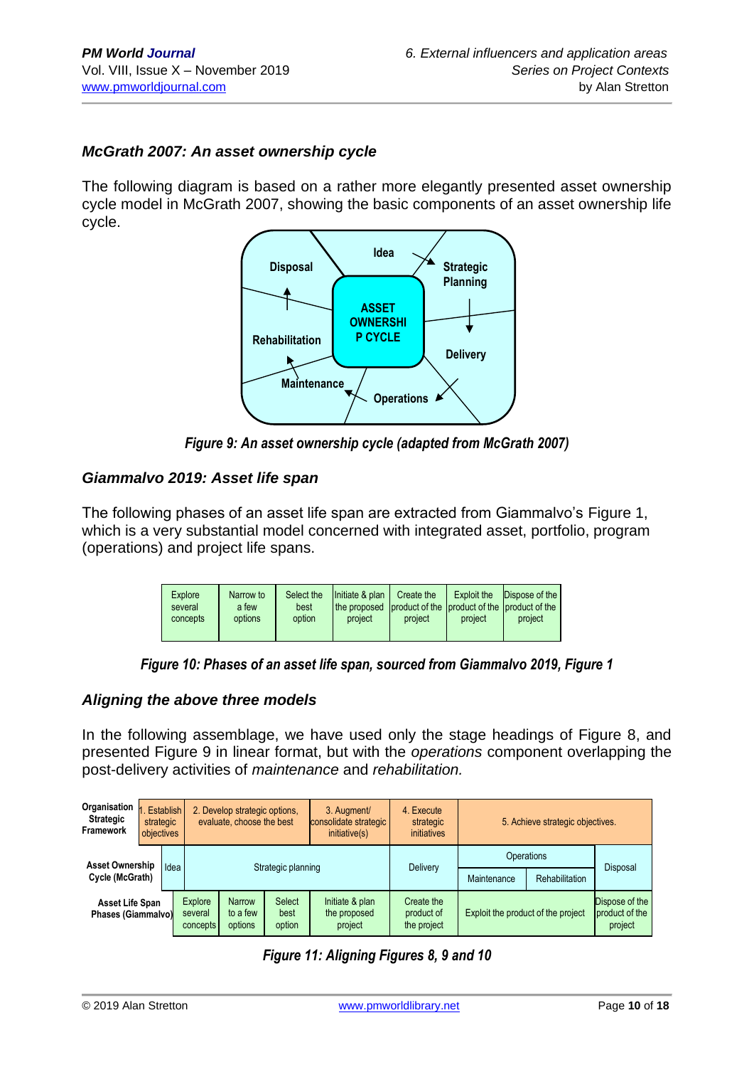### *McGrath 2007: An asset ownership cycle*

The following diagram is based on a rather more elegantly presented asset ownership cycle model in McGrath 2007, showing the basic components of an asset ownership life cycle.

ASSET OWNERSHIP CYCLE

Idea

Strategic Planning

Delivery

Operations

Maintenance

Rehabilitation

Disposal

***Figure 9: An asset ownership cycle (adapted from McGrath 2007)***

### *Giammalvo 2019: Asset life span*

The following phases of an asset life span are extracted from Giammalvo's Figure 1, which is a very substantial model concerned with integrated asset, portfolio, program (operations) and project life spans.

| | | | | | | |
|---|---|---|---|---|---|---|
| Explore several concepts | Narrow to a few options | Select the best option | Initiate & plan the proposed project | Create the product of the project | Exploit the product of the project | Dispose of the product of the project |

***Figure 10: Phases of an asset life span, sourced from Giammalvo 2019, Figure 1***

### *Aligning the above three models*

In the following assemblage, we have used only the stage headings of Figure 8, and presented Figure 9 in linear format, but with the *operations* component overlapping the post-delivery activities of *maintenance* and *rehabilitation.*

| | | | | | | | | | |
|---|---|---|---|---|---|---|---|---|---|
| **Organisation Strategic Framework** | 1. Establish strategic objectives | | 2. Develop strategic options, evaluate, choose the best | | 3. Augment/ consolidate strategic initiative(s) | 4. Execute strategic initiatives | 5. Achieve strategic objectives. | | |
| **Asset Ownership Cycle (McGrath)** | | Idea | Strategic planning | | | Delivery | Operations | | Disposal |
| | | | | | | | Maintenance | Rehabilitation | |
| **Asset Life Span Phases (Giammalvo)** | | Explore several concepts | Narrow to a few options | Select best option | Initiate & plan the proposed project | Create the product of the project | Exploit the product of the project | | Dispose of the product of the project |

***Figure 11: Aligning Figures 8, 9 and 10***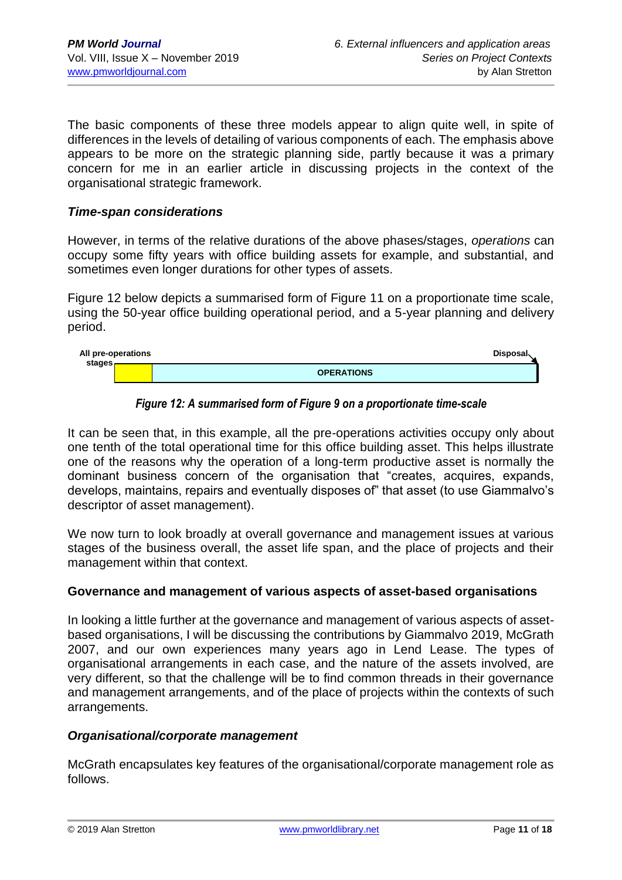The basic components of these three models appear to align quite well, in spite of differences in the levels of detailing of various components of each. The emphasis above appears to be more on the strategic planning side, partly because it was a primary concern for me in an earlier article in discussing projects in the context of the organisational strategic framework.

### *Time-span considerations*

However, in terms of the relative durations of the above phases/stages, *operations* can occupy some fifty years with office building assets for example, and substantial, and sometimes even longer durations for other types of assets.

Figure 12 below depicts a summarised form of Figure 11 on a proportionate time scale, using the 50-year office building operational period, and a 5-year planning and delivery period.

All pre-operations stages

OPERATIONS

Disposal

*Figure 12: A summarised form of Figure 9 on a proportionate time-scale*

It can be seen that, in this example, all the pre-operations activities occupy only about one tenth of the total operational time for this office building asset. This helps illustrate one of the reasons why the operation of a long-term productive asset is normally the dominant business concern of the organisation that "creates, acquires, expands, develops, maintains, repairs and eventually disposes of" that asset (to use Giammalvo's descriptor of asset management).

We now turn to look broadly at overall governance and management issues at various stages of the business overall, the asset life span, and the place of projects and their management within that context.

## Governance and management of various aspects of asset-based organisations

In looking a little further at the governance and management of various aspects of asset-based organisations, I will be discussing the contributions by Giammalvo 2019, McGrath 2007, and our own experiences many years ago in Lend Lease. The types of organisational arrangements in each case, and the nature of the assets involved, are very different, so that the challenge will be to find common threads in their governance and management arrangements, and of the place of projects within the contexts of such arrangements.

### *Organisational/corporate management*

McGrath encapsulates key features of the organisational/corporate management role as follows.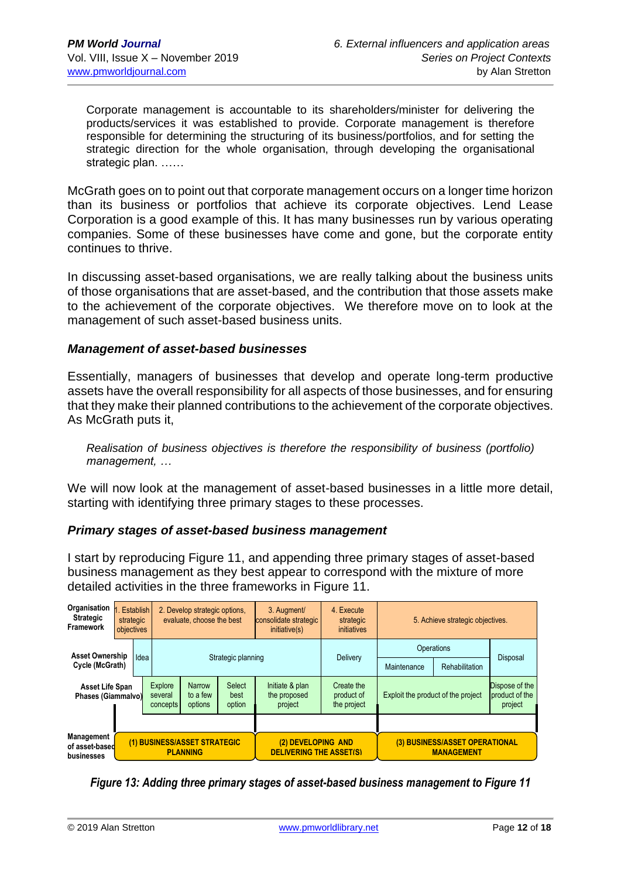Corporate management is accountable to its shareholders/minister for delivering the products/services it was established to provide. Corporate management is therefore responsible for determining the structuring of its business/portfolios, and for setting the strategic direction for the whole organisation, through developing the organisational strategic plan. ……

McGrath goes on to point out that corporate management occurs on a longer time horizon than its business or portfolios that achieve its corporate objectives. Lend Lease Corporation is a good example of this. It has many businesses run by various operating companies. Some of these businesses have come and gone, but the corporate entity continues to thrive.

In discussing asset-based organisations, we are really talking about the business units of those organisations that are asset-based, and the contribution that those assets make to the achievement of the corporate objectives. We therefore move on to look at the management of such asset-based business units.

### *Management of asset-based businesses*

Essentially, managers of businesses that develop and operate long-term productive assets have the overall responsibility for all aspects of those businesses, and for ensuring that they make their planned contributions to the achievement of the corporate objectives. As McGrath puts it,

> *Realisation of business objectives is therefore the responsibility of business (portfolio) management, …*

We will now look at the management of asset-based businesses in a little more detail, starting with identifying three primary stages to these processes.

### *Primary stages of asset-based business management*

I start by reproducing Figure 11, and appending three primary stages of asset-based business management as they best appear to correspond with the mixture of more detailed activities in the three frameworks in Figure 11.

| | | | | | | | | | |
|---|---|---|---|---|---|---|---|---|---|
| Organisation Strategic Framework | 1. Establish strategic objectives | 2. Develop strategic options, evaluate, choose the best | | | 3. Augment/ consolidate strategic initiative(s) | 4. Execute strategic initiatives | 5. Achieve strategic objectives. | | |
| Asset Ownership Cycle (McGrath) | Idea | Strategic planning | | | | Delivery | Operations: Maintenance | Operations: Rehabilitation | Disposal |
| Asset Life Span Phases (Giammalvo) | | Explore several concepts | Narrow to a few options | Select best option | Initiate & plan the proposed project | Create the product of the project | Exploit the product of the project | | Dispose of the product of the project |
| Management of asset-based businesses | (1) BUSINESS/ASSET STRATEGIC PLANNING | | | | (2) DEVELOPING AND DELIVERING THE ASSET(S) | | (3) BUSINESS/ASSET OPERATIONAL MANAGEMENT | | |

*Figure 13: Adding three primary stages of asset-based business management to Figure 11*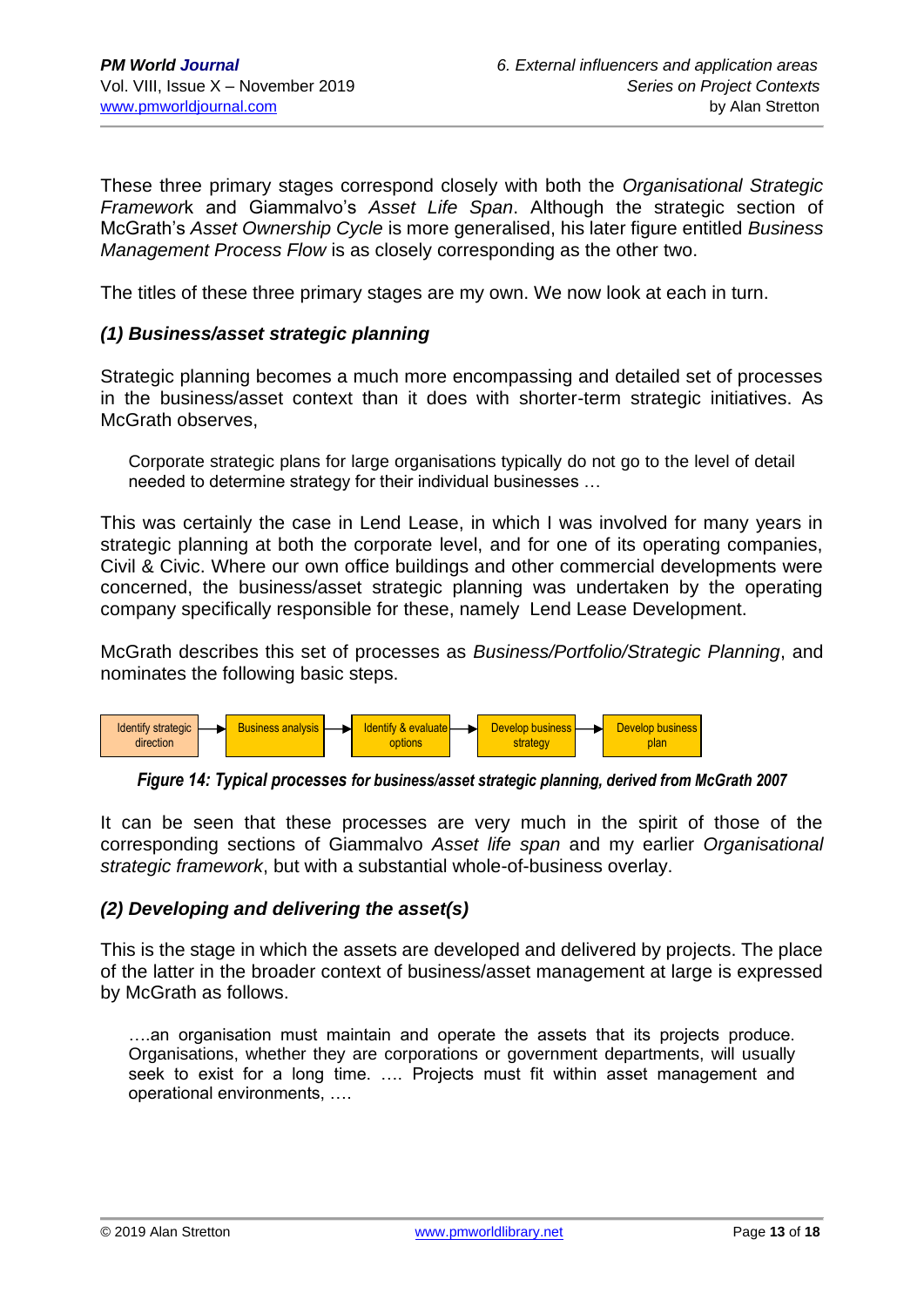These three primary stages correspond closely with both the *Organisational Strategic Framework* and Giammalvo's *Asset Life Span*. Although the strategic section of McGrath's *Asset Ownership Cycle* is more generalised, his later figure entitled *Business Management Process Flow* is as closely corresponding as the other two.

The titles of these three primary stages are my own. We now look at each in turn.

### *(1) Business/asset strategic planning*

Strategic planning becomes a much more encompassing and detailed set of processes in the business/asset context than it does with shorter-term strategic initiatives. As McGrath observes,

> Corporate strategic plans for large organisations typically do not go to the level of detail needed to determine strategy for their individual businesses …

This was certainly the case in Lend Lease, in which I was involved for many years in strategic planning at both the corporate level, and for one of its operating companies, Civil & Civic. Where our own office buildings and other commercial developments were concerned, the business/asset strategic planning was undertaken by the operating company specifically responsible for these, namely Lend Lease Development.

McGrath describes this set of processes as *Business/Portfolio/Strategic Planning*, and nominates the following basic steps.

Identify strategic direction → Business analysis → Identify & evaluate options → Develop business strategy → Develop business plan

***Figure 14: Typical processes for business/asset strategic planning, derived from McGrath 2007***

It can be seen that these processes are very much in the spirit of those of the corresponding sections of Giammalvo *Asset life span* and my earlier *Organisational strategic framework*, but with a substantial whole-of-business overlay.

### *(2) Developing and delivering the asset(s)*

This is the stage in which the assets are developed and delivered by projects. The place of the latter in the broader context of business/asset management at large is expressed by McGrath as follows.

> ….an organisation must maintain and operate the assets that its projects produce. Organisations, whether they are corporations or government departments, will usually seek to exist for a long time. …. Projects must fit within asset management and operational environments, ….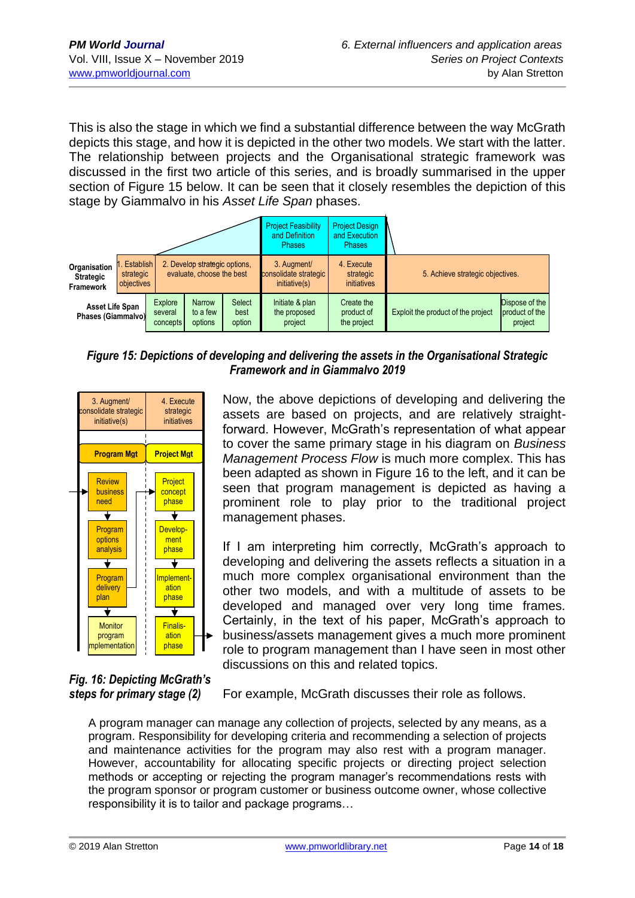This is also the stage in which we find a substantial difference between the way McGrath depicts this stage, and how it is depicted in the other two models. We start with the latter. The relationship between projects and the Organisational strategic framework was discussed in the first two article of this series, and is broadly summarised in the upper section of Figure 15 below. It can be seen that it closely resembles the depiction of this stage by Giammalvo in his *Asset Life Span* phases.

| | | | | | Project Feasibility and Definition Phases | Project Design and Execution Phases | | |
|---|---|---|---|---|---|---|---|---|
| **Organisation Strategic Framework** | 1. Establish strategic objectives | 2. Develop strategic options, evaluate, choose the best | | | 3. Augment/ consolidate strategic initiative(s) | 4. Execute strategic initiatives | 5. Achieve strategic objectives. | |
| **Asset Life Span Phases (Giammalvo)** | | Explore several concepts | Narrow to a few options | Select best option | Initiate & plan the proposed project | Create the product of the project | Exploit the product of the project | Dispose of the product of the project |

***Figure 15: Depictions of developing and delivering the assets in the Organisational Strategic Framework and in Giammalvo 2019***

| 3. Augment/ consolidate strategic initiative(s) | 4. Execute strategic initiatives |
|---|---|
| **Program Mgt** | **Project Mgt** |
| Review business need | Project concept phase |
| Program options analysis | Develop-ment phase |
| Program delivery plan | Implement-ation phase |
| Monitor program implementation | Finalis-ation phase |

***Fig. 16: Depicting McGrath's steps for primary stage (2)***

Now, the above depictions of developing and delivering the assets are based on projects, and are relatively straight-forward. However, McGrath's representation of what appear to cover the same primary stage in his diagram on *Business Management Process Flow* is much more complex. This has been adapted as shown in Figure 16 to the left, and it can be seen that program management is depicted as having a prominent role to play prior to the traditional project management phases.

If I am interpreting him correctly, McGrath's approach to developing and delivering the assets reflects a situation in a much more complex organisational environment than the other two models, and with a multitude of assets to be developed and managed over very long time frames. Certainly, in the text of his paper, McGrath's approach to business/assets management gives a much more prominent role to program management than I have seen in most other discussions on this and related topics.

For example, McGrath discusses their role as follows.

> A program manager can manage any collection of projects, selected by any means, as a program. Responsibility for developing criteria and recommending a selection of projects and maintenance activities for the program may also rest with a program manager. However, accountability for allocating specific projects or directing project selection methods or accepting or rejecting the program manager's recommendations rests with the program sponsor or program customer or business outcome owner, whose collective responsibility it is to tailor and package programs…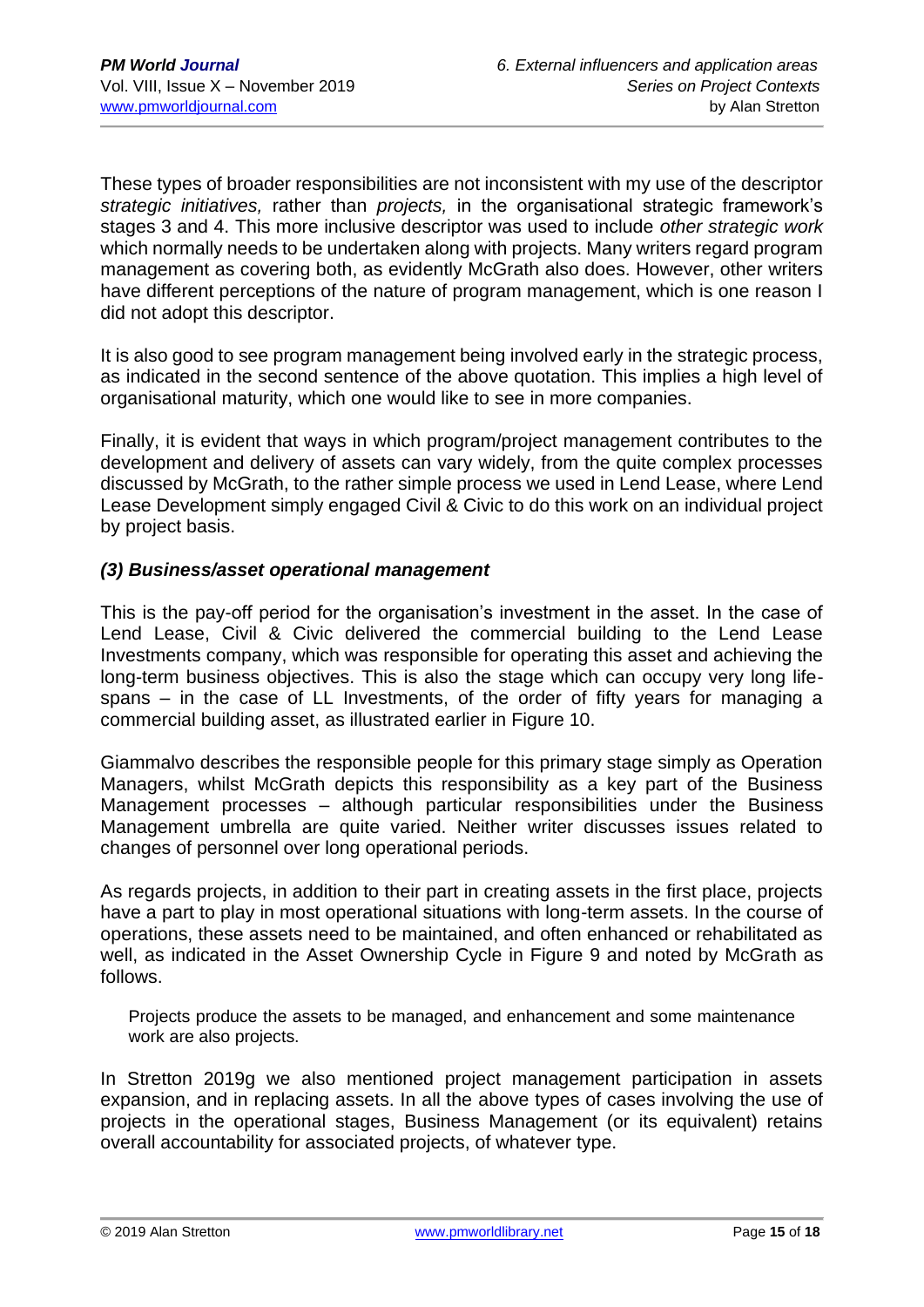These types of broader responsibilities are not inconsistent with my use of the descriptor *strategic initiatives,* rather than *projects,* in the organisational strategic framework's stages 3 and 4. This more inclusive descriptor was used to include *other strategic work* which normally needs to be undertaken along with projects. Many writers regard program management as covering both, as evidently McGrath also does. However, other writers have different perceptions of the nature of program management, which is one reason I did not adopt this descriptor.

It is also good to see program management being involved early in the strategic process, as indicated in the second sentence of the above quotation. This implies a high level of organisational maturity, which one would like to see in more companies.

Finally, it is evident that ways in which program/project management contributes to the development and delivery of assets can vary widely, from the quite complex processes discussed by McGrath, to the rather simple process we used in Lend Lease, where Lend Lease Development simply engaged Civil & Civic to do this work on an individual project by project basis.

### *(3) Business/asset operational management*

This is the pay-off period for the organisation's investment in the asset. In the case of Lend Lease, Civil & Civic delivered the commercial building to the Lend Lease Investments company, which was responsible for operating this asset and achieving the long-term business objectives. This is also the stage which can occupy very long life-spans – in the case of LL Investments, of the order of fifty years for managing a commercial building asset, as illustrated earlier in Figure 10.

Giammalvo describes the responsible people for this primary stage simply as Operation Managers, whilst McGrath depicts this responsibility as a key part of the Business Management processes – although particular responsibilities under the Business Management umbrella are quite varied. Neither writer discusses issues related to changes of personnel over long operational periods.

As regards projects, in addition to their part in creating assets in the first place, projects have a part to play in most operational situations with long-term assets. In the course of operations, these assets need to be maintained, and often enhanced or rehabilitated as well, as indicated in the Asset Ownership Cycle in Figure 9 and noted by McGrath as follows.

> Projects produce the assets to be managed, and enhancement and some maintenance work are also projects.

In Stretton 2019g we also mentioned project management participation in assets expansion, and in replacing assets. In all the above types of cases involving the use of projects in the operational stages, Business Management (or its equivalent) retains overall accountability for associated projects, of whatever type.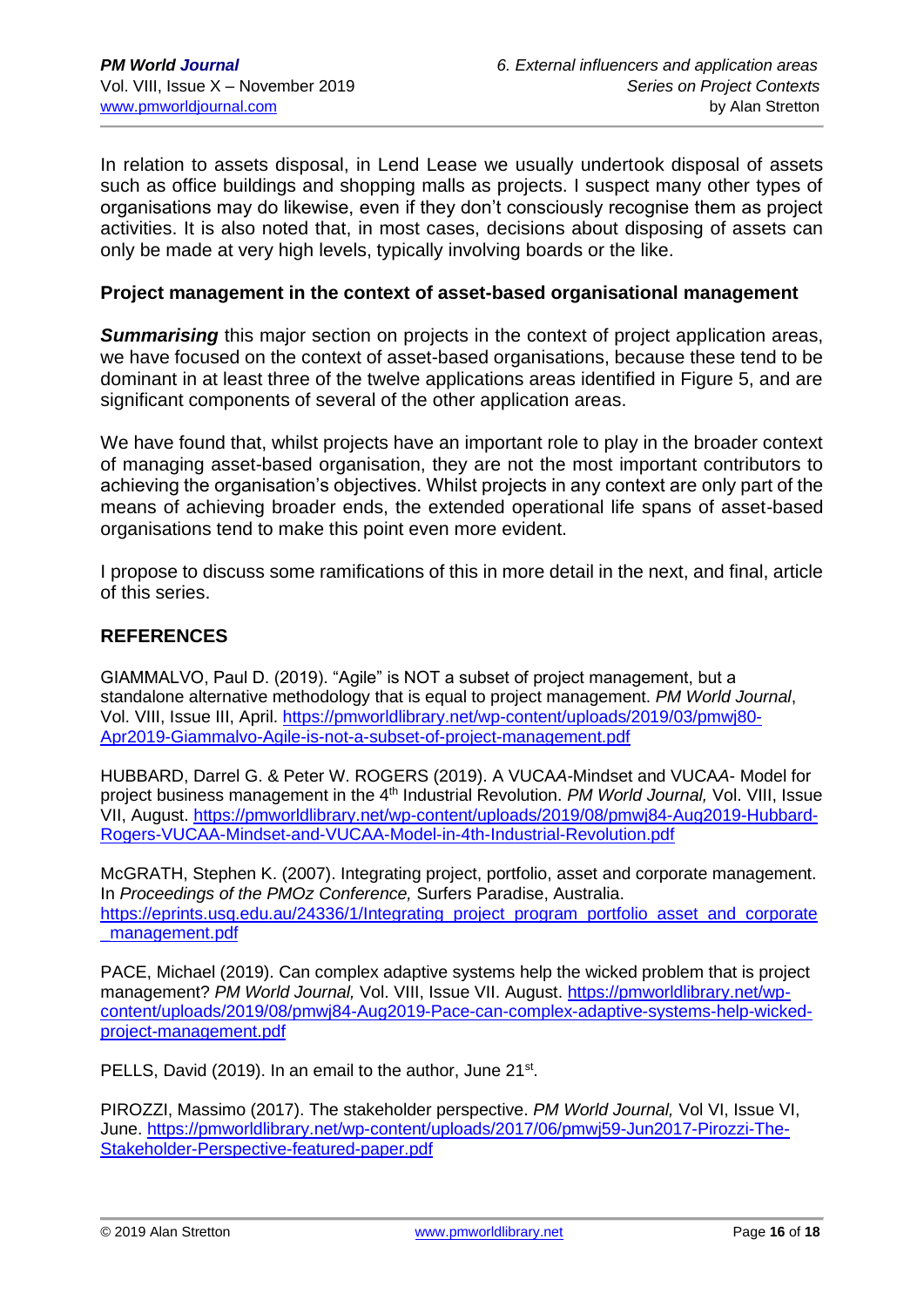In relation to assets disposal, in Lend Lease we usually undertook disposal of assets such as office buildings and shopping malls as projects. I suspect many other types of organisations may do likewise, even if they don't consciously recognise them as project activities. It is also noted that, in most cases, decisions about disposing of assets can only be made at very high levels, typically involving boards or the like.

**Project management in the context of asset-based organisational management**

***Summarising*** this major section on projects in the context of project application areas, we have focused on the context of asset-based organisations, because these tend to be dominant in at least three of the twelve applications areas identified in Figure 5, and are significant components of several of the other application areas.

We have found that, whilst projects have an important role to play in the broader context of managing asset-based organisation, they are not the most important contributors to achieving the organisation's objectives. Whilst projects in any context are only part of the means of achieving broader ends, the extended operational life spans of asset-based organisations tend to make this point even more evident.

I propose to discuss some ramifications of this in more detail in the next, and final, article of this series.

## REFERENCES

GIAMMALVO, Paul D. (2019). "Agile" is NOT a subset of project management, but a standalone alternative methodology that is equal to project management. *PM World Journal*, Vol. VIII, Issue III, April. https://pmworldlibrary.net/wp-content/uploads/2019/03/pmwj80-Apr2019-Giammalvo-Agile-is-not-a-subset-of-project-management.pdf

HUBBARD, Darrel G. & Peter W. ROGERS (2019). A VUCA*A*-Mindset and VUCA*A*- Model for project business management in the 4th Industrial Revolution. *PM World Journal,* Vol. VIII, Issue VII, August. https://pmworldlibrary.net/wp-content/uploads/2019/08/pmwj84-Aug2019-Hubbard-Rogers-VUCAA-Mindset-and-VUCAA-Model-in-4th-Industrial-Revolution.pdf

McGRATH, Stephen K. (2007). Integrating project, portfolio, asset and corporate management. In *Proceedings of the PMOz Conference,* Surfers Paradise, Australia. https://eprints.usq.edu.au/24336/1/Integrating_project_program_portfolio_asset_and_corporate_management.pdf

PACE, Michael (2019). Can complex adaptive systems help the wicked problem that is project management? *PM World Journal,* Vol. VIII, Issue VII. August. https://pmworldlibrary.net/wp-content/uploads/2019/08/pmwj84-Aug2019-Pace-can-complex-adaptive-systems-help-wicked-project-management.pdf

PELLS, David (2019). In an email to the author, June 21st.

PIROZZI, Massimo (2017). The stakeholder perspective. *PM World Journal,* Vol VI, Issue VI, June. https://pmworldlibrary.net/wp-content/uploads/2017/06/pmwj59-Jun2017-Pirozzi-The-Stakeholder-Perspective-featured-paper.pdf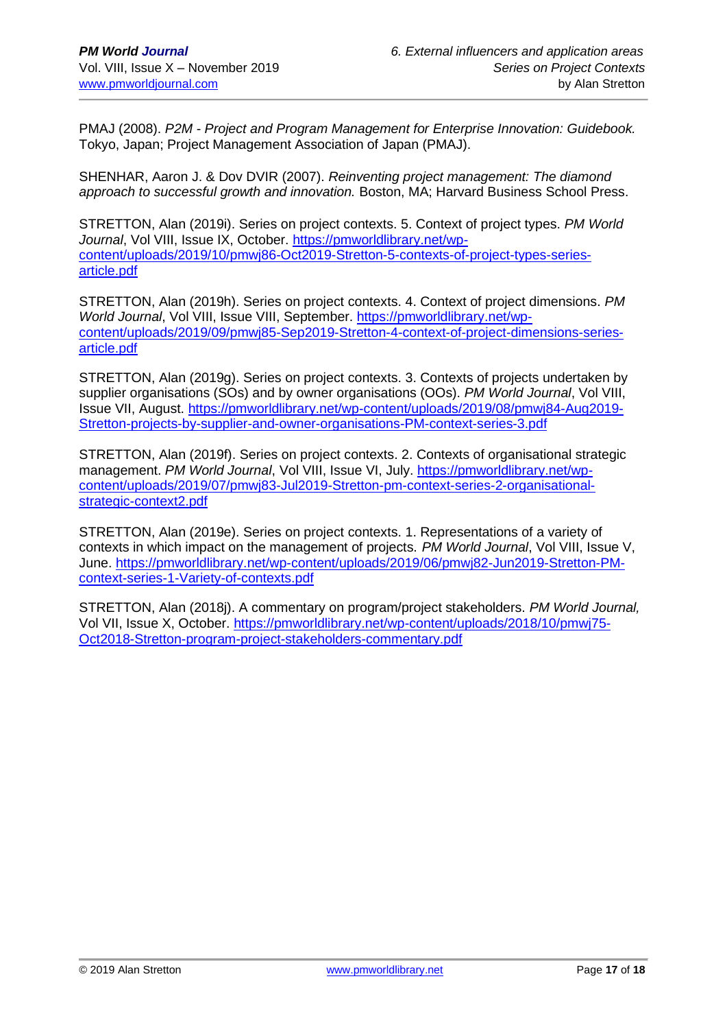PMAJ (2008). *P2M - Project and Program Management for Enterprise Innovation: Guidebook.* Tokyo, Japan; Project Management Association of Japan (PMAJ).

SHENHAR, Aaron J. & Dov DVIR (2007). *Reinventing project management: The diamond approach to successful growth and innovation.* Boston, MA; Harvard Business School Press.

STRETTON, Alan (2019i). Series on project contexts. 5. Context of project types. *PM World Journal*, Vol VIII, Issue IX, October. https://pmworldlibrary.net/wp-content/uploads/2019/10/pmwj86-Oct2019-Stretton-5-contexts-of-project-types-series-article.pdf

STRETTON, Alan (2019h). Series on project contexts. 4. Context of project dimensions. *PM World Journal*, Vol VIII, Issue VIII, September. https://pmworldlibrary.net/wp-content/uploads/2019/09/pmwj85-Sep2019-Stretton-4-context-of-project-dimensions-series-article.pdf

STRETTON, Alan (2019g). Series on project contexts. 3. Contexts of projects undertaken by supplier organisations (SOs) and by owner organisations (OOs). *PM World Journal*, Vol VIII, Issue VII, August. https://pmworldlibrary.net/wp-content/uploads/2019/08/pmwj84-Aug2019-Stretton-projects-by-supplier-and-owner-organisations-PM-context-series-3.pdf

STRETTON, Alan (2019f). Series on project contexts. 2. Contexts of organisational strategic management. *PM World Journal*, Vol VIII, Issue VI, July. https://pmworldlibrary.net/wp-content/uploads/2019/07/pmwj83-Jul2019-Stretton-pm-context-series-2-organisational-strategic-context2.pdf

STRETTON, Alan (2019e). Series on project contexts. 1. Representations of a variety of contexts in which impact on the management of projects. *PM World Journal*, Vol VIII, Issue V, June. https://pmworldlibrary.net/wp-content/uploads/2019/06/pmwj82-Jun2019-Stretton-PM-context-series-1-Variety-of-contexts.pdf

STRETTON, Alan (2018j). A commentary on program/project stakeholders. *PM World Journal,* Vol VII, Issue X, October. https://pmworldlibrary.net/wp-content/uploads/2018/10/pmwj75-Oct2018-Stretton-program-project-stakeholders-commentary.pdf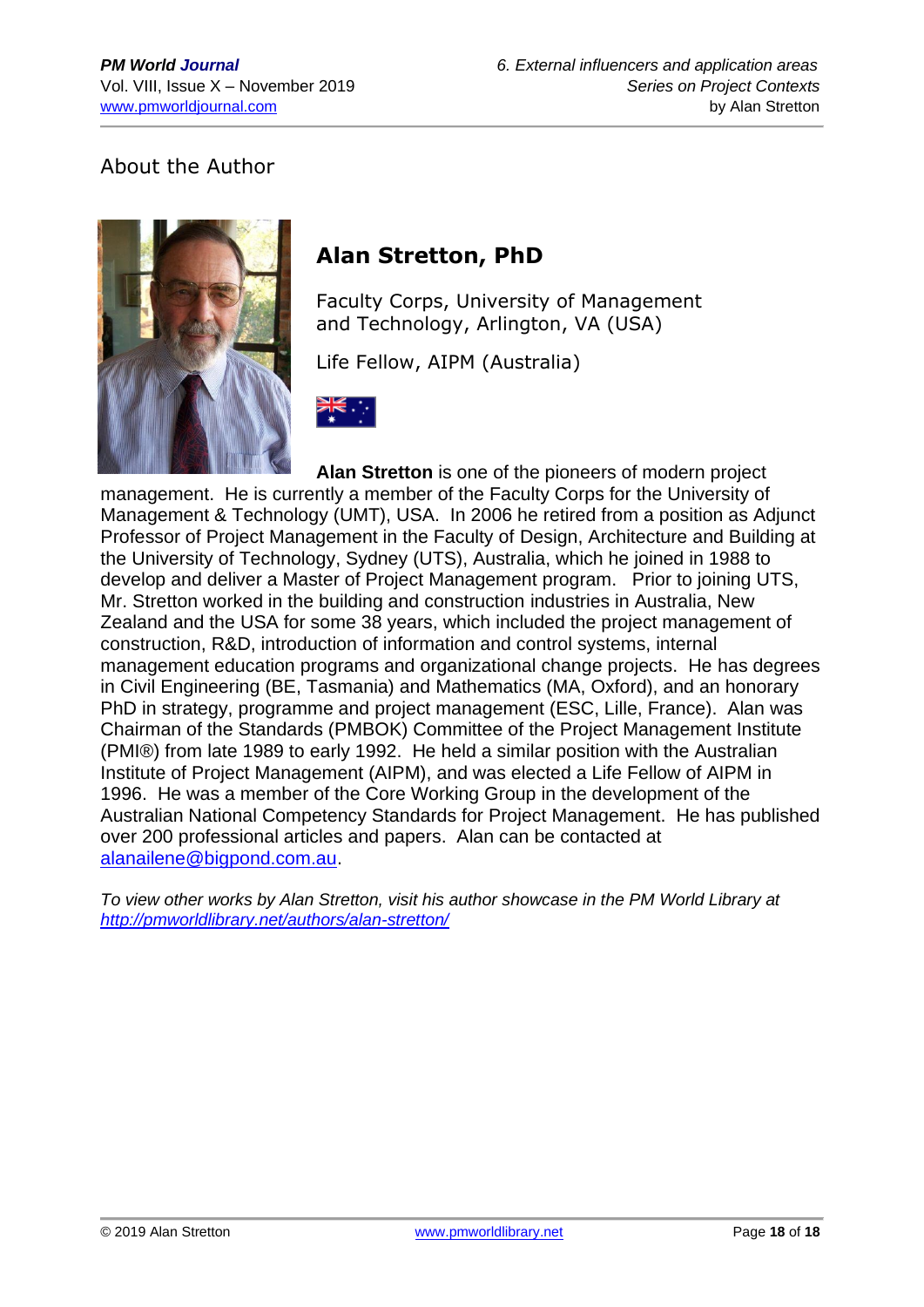## About the Author

### Alan Stretton, PhD

Faculty Corps, University of Management and Technology, Arlington, VA (USA)

Life Fellow, AIPM (Australia)

**Alan Stretton** is one of the pioneers of modern project management. He is currently a member of the Faculty Corps for the University of Management & Technology (UMT), USA. In 2006 he retired from a position as Adjunct Professor of Project Management in the Faculty of Design, Architecture and Building at the University of Technology, Sydney (UTS), Australia, which he joined in 1988 to develop and deliver a Master of Project Management program. Prior to joining UTS, Mr. Stretton worked in the building and construction industries in Australia, New Zealand and the USA for some 38 years, which included the project management of construction, R&D, introduction of information and control systems, internal management education programs and organizational change projects. He has degrees in Civil Engineering (BE, Tasmania) and Mathematics (MA, Oxford), and an honorary PhD in strategy, programme and project management (ESC, Lille, France). Alan was Chairman of the Standards (PMBOK) Committee of the Project Management Institute (PMI®) from late 1989 to early 1992. He held a similar position with the Australian Institute of Project Management (AIPM), and was elected a Life Fellow of AIPM in 1996. He was a member of the Core Working Group in the development of the Australian National Competency Standards for Project Management. He has published over 200 professional articles and papers. Alan can be contacted at alanailene@bigpond.com.au.

*To view other works by Alan Stretton, visit his author showcase in the PM World Library at http://pmworldlibrary.net/authors/alan-stretton/*